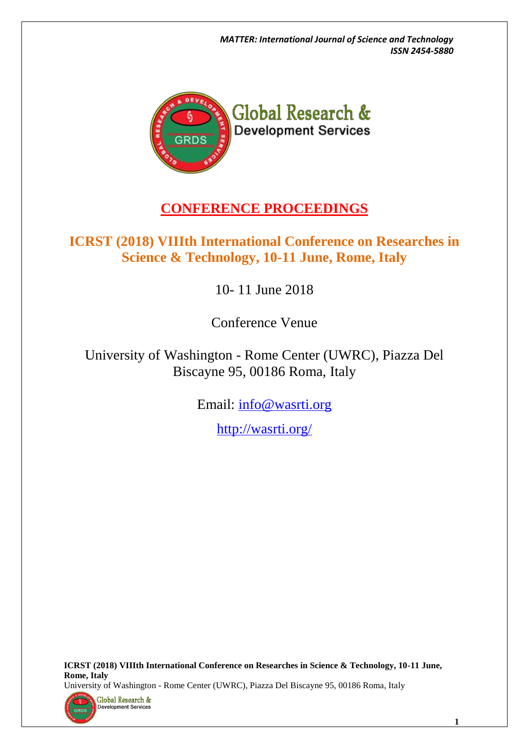Global Research & Development Services

# CONFERENCE PROCEEDINGS

## ICRST (2018) VIIIth International Conference on Researches in Science & Technology, 10-11 June, Rome, Italy

10- 11 June 2018

Conference Venue

University of Washington - Rome Center (UWRC), Piazza Del Biscayne 95, 00186 Roma, Italy

Email: info@wasrti.org

http://wasrti.org/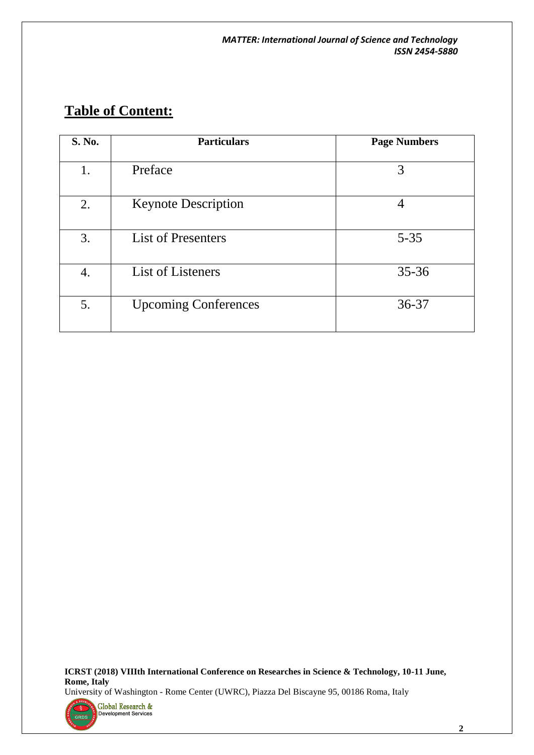## Table of Content:

| S. No. | Particulars | Page Numbers |
|---|---|---|
| 1. | Preface | 3 |
| 2. | Keynote Description | 4 |
| 3. | List of Presenters | 5-35 |
| 4. | List of Listeners | 35-36 |
| 5. | Upcoming Conferences | 36-37 |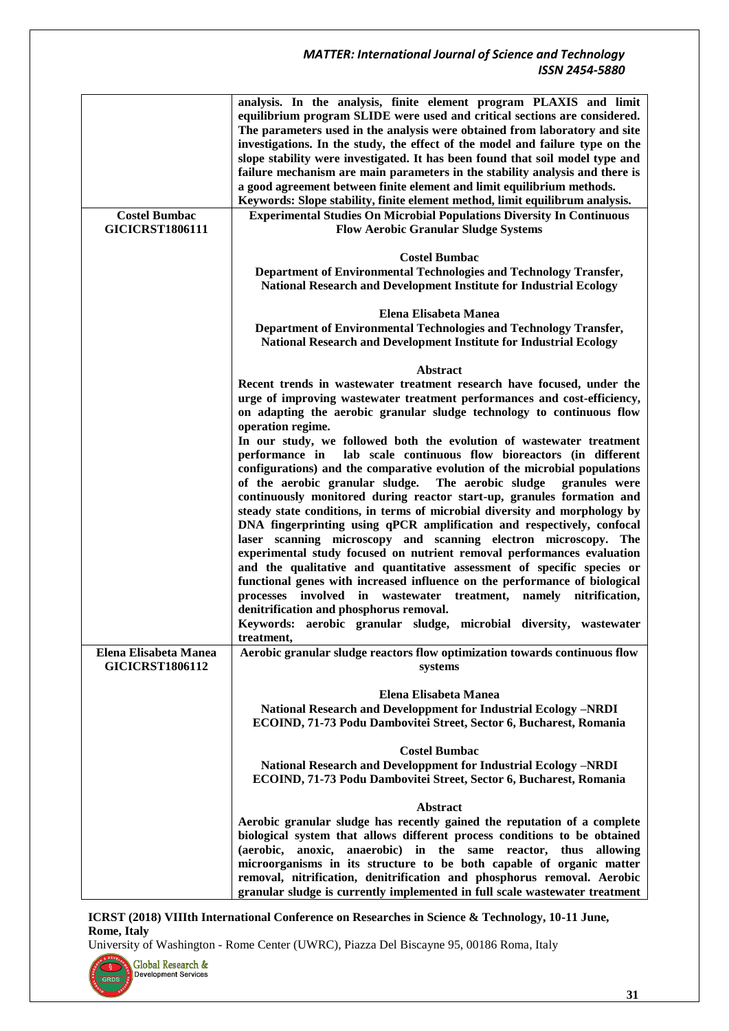| | |
|---|---|
| | **analysis. In the analysis, finite element program PLAXIS and limit equilibrium program SLIDE were used and critical sections are considered. The parameters used in the analysis were obtained from laboratory and site investigations. In the study, the effect of the model and failure type on the slope stability were investigated. It has been found that soil model type and failure mechanism are main parameters in the stability analysis and there is a good agreement between finite element and limit equilibrium methods.**<br>**Keywords: Slope stability, finite element method, limit equilibrum analysis.** |
| **Costel Bumbac**<br>**GICICRST1806111** | **Experimental Studies On Microbial Populations Diversity In Continuous Flow Aerobic Granular Sludge Systems**<br><br>**Costel Bumbac**<br>**Department of Environmental Technologies and Technology Transfer, National Research and Development Institute for Industrial Ecology**<br><br>**Elena Elisabeta Manea**<br>**Department of Environmental Technologies and Technology Transfer, National Research and Development Institute for Industrial Ecology**<br><br>**Abstract**<br>**Recent trends in wastewater treatment research have focused, under the urge of improving wastewater treatment performances and cost-efficiency, on adapting the aerobic granular sludge technology to continuous flow operation regime.**<br>**In our study, we followed both the evolution of wastewater treatment performance in lab scale continuous flow bioreactors (in different configurations) and the comparative evolution of the microbial populations of the aerobic granular sludge. The aerobic sludge granules were continuously monitored during reactor start-up, granules formation and steady state conditions, in terms of microbial diversity and morphology by DNA fingerprinting using qPCR amplification and respectively, confocal laser scanning microscopy and scanning electron microscopy. The experimental study focused on nutrient removal performances evaluation and the qualitative and quantitative assessment of specific species or functional genes with increased influence on the performance of biological processes involved in wastewater treatment, namely nitrification, denitrification and phosphorus removal.**<br>**Keywords: aerobic granular sludge, microbial diversity, wastewater treatment,** |
| **Elena Elisabeta Manea**<br>**GICICRST1806112** | **Aerobic granular sludge reactors flow optimization towards continuous flow systems**<br><br>**Elena Elisabeta Manea**<br>**National Research and Developpment for Industrial Ecology –NRDI ECOIND, 71-73 Podu Dambovitei Street, Sector 6, Bucharest, Romania**<br><br>**Costel Bumbac**<br>**National Research and Developpment for Industrial Ecology –NRDI ECOIND, 71-73 Podu Dambovitei Street, Sector 6, Bucharest, Romania**<br><br>**Abstract**<br>**Aerobic granular sludge has recently gained the reputation of a complete biological system that allows different process conditions to be obtained (aerobic, anoxic, anaerobic) in the same reactor, thus allowing microorganisms in its structure to be both capable of organic matter removal, nitrification, denitrification and phosphorus removal. Aerobic granular sludge is currently implemented in full scale wastewater treatment** |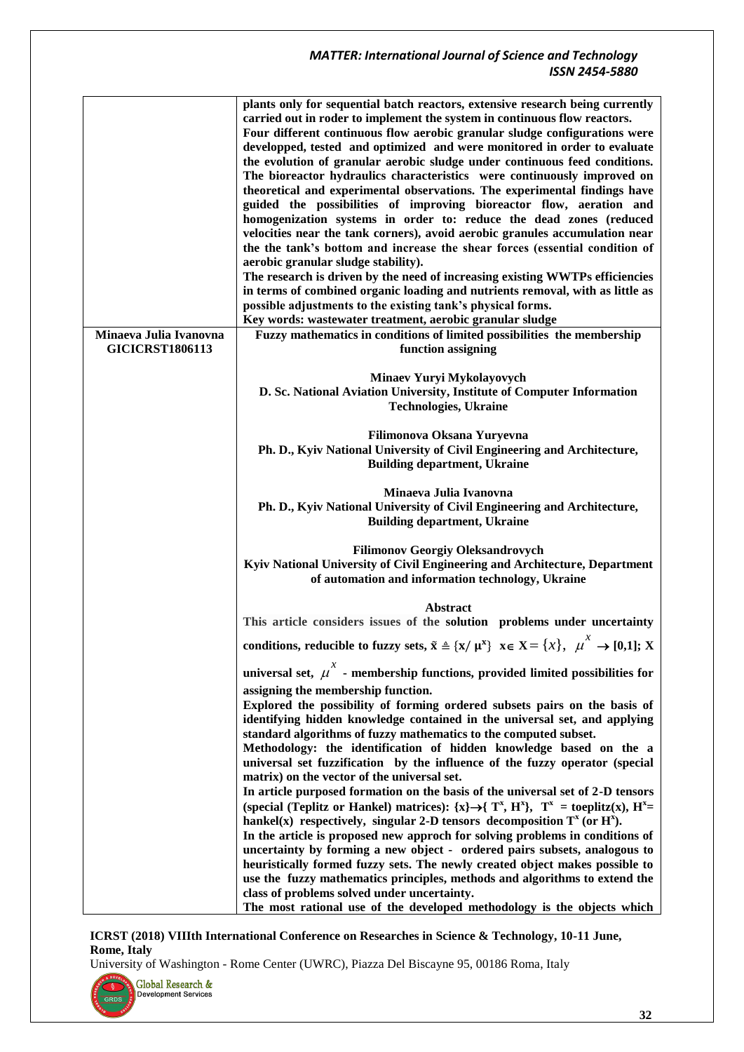| | |
|---|---|
| | **plants only for sequential batch reactors, extensive research being currently carried out in roder to implement the system in continuous flow reactors.**<br>**Four different continuous flow aerobic granular sludge configurations were developped, tested and optimized and were monitored in order to evaluate the evolution of granular aerobic sludge under continuous feed conditions. The bioreactor hydraulics characteristics were continuously improved on theoretical and experimental observations. The experimental findings have guided the possibilities of improving bioreactor flow, aeration and homogenization systems in order to: reduce the dead zones (reduced velocities near the tank corners), avoid aerobic granules accumulation near the the tank's bottom and increase the shear forces (essential condition of aerobic granular sludge stability).**<br>**The research is driven by the need of increasing existing WWTPs efficiencies in terms of combined organic loading and nutrients removal, with as little as possible adjustments to the existing tank's physical forms.**<br>**Key words: wastewater treatment, aerobic granular sludge** |
| **Minaeva Julia Ivanovna**<br>**GICICRST1806113** | **Fuzzy mathematics in conditions of limited possibilities the membership function assigning**<br><br>**Minaev Yuryi Mykolayovych**<br>**D. Sc. National Aviation University, Institute of Computer Information Technologies, Ukraine**<br><br>**Filimonova Oksana Yuryevna**<br>**Ph. D., Kyiv National University of Civil Engineering and Architecture, Building department, Ukraine**<br><br>**Minaeva Julia Ivanovna**<br>**Ph. D., Kyiv National University of Civil Engineering and Architecture, Building department, Ukraine**<br><br>**Filimonov Georgiy Oleksandrovych**<br>**Kyiv National University of Civil Engineering and Architecture, Department of automation and information technology, Ukraine**<br><br>**Abstract**<br>**This article considers issues of the solution problems under uncertainty conditions, reducible to fuzzy sets, $\tilde{x} \triangleq \{x/\mu^x\}$ $x \in X = \{x\}$, $\mu^x \to [0,1]$; X universal set, $\mu^x$ - membership functions, provided limited possibilities for assigning the membership function.**<br>**Explored the possibility of forming ordered subsets pairs on the basis of identifying hidden knowledge contained in the universal set, and applying standard algorithms of fuzzy mathematics to the computed subset.**<br>**Methodology: the identification of hidden knowledge based on the a universal set fuzzification by the influence of the fuzzy operator (special matrix) on the vector of the universal set.**<br>**In article purposed formation on the basis of the universal set of 2-D tensors (special (Teplitz or Hankel) matrices): $\{x\} \to \{T^x, H^x\}$, $T^x$ = toeplitz(x), $H^x$= hankel(x) respectively, singular 2-D tensors decomposition $T^x$ (or $H^x$).**<br>**In the article is proposed new approch for solving problems in conditions of uncertainty by forming a new object - ordered pairs subsets, analogous to heuristically formed fuzzy sets. The newly created object makes possible to use the fuzzy mathematics principles, methods and algorithms to extend the class of problems solved under uncertainty.**<br>**The most rational use of the developed methodology is the objects which** |